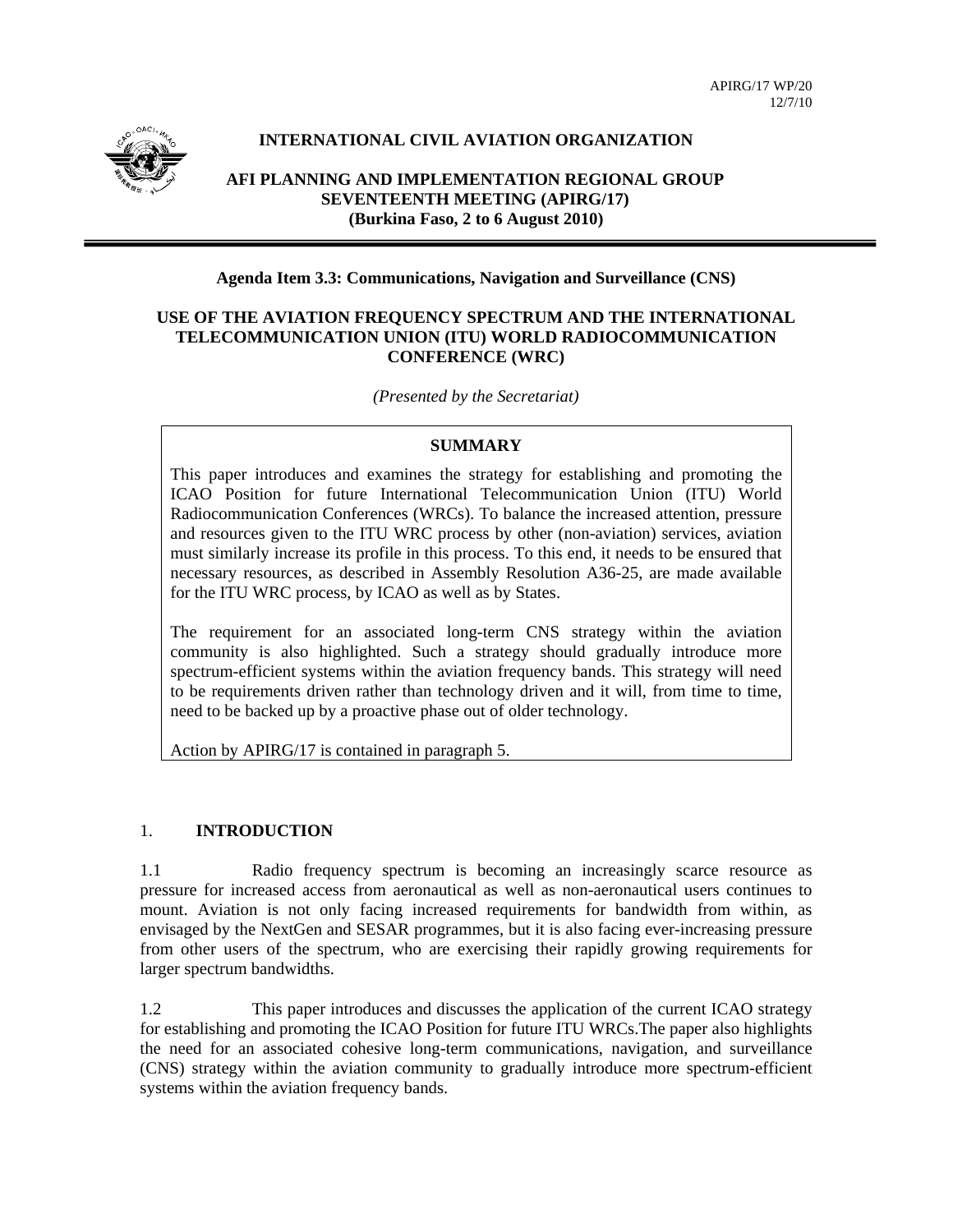APIRG/17 WP/20
12/7/10

**INTERNATIONAL CIVIL AVIATION ORGANIZATION**

**AFI PLANNING AND IMPLEMENTATION REGIONAL GROUP SEVENTEENTH MEETING (APIRG/17) (Burkina Faso, 2 to 6 August 2010)**

**Agenda Item 3.3: Communications, Navigation and Surveillance (CNS)**

**USE OF THE AVIATION FREQUENCY SPECTRUM AND THE INTERNATIONAL TELECOMMUNICATION UNION (ITU) WORLD RADIOCOMMUNICATION CONFERENCE (WRC)**

*(Presented by the Secretariat)*

**SUMMARY**

This paper introduces and examines the strategy for establishing and promoting the ICAO Position for future International Telecommunication Union (ITU) World Radiocommunication Conferences (WRCs). To balance the increased attention, pressure and resources given to the ITU WRC process by other (non-aviation) services, aviation must similarly increase its profile in this process. To this end, it needs to be ensured that necessary resources, as described in Assembly Resolution A36-25, are made available for the ITU WRC process, by ICAO as well as by States.

The requirement for an associated long-term CNS strategy within the aviation community is also highlighted. Such a strategy should gradually introduce more spectrum-efficient systems within the aviation frequency bands. This strategy will need to be requirements driven rather than technology driven and it will, from time to time, need to be backed up by a proactive phase out of older technology.

Action by APIRG/17 is contained in paragraph 5.

## 1. INTRODUCTION

1.1 Radio frequency spectrum is becoming an increasingly scarce resource as pressure for increased access from aeronautical as well as non-aeronautical users continues to mount. Aviation is not only facing increased requirements for bandwidth from within, as envisaged by the NextGen and SESAR programmes, but it is also facing ever-increasing pressure from other users of the spectrum, who are exercising their rapidly growing requirements for larger spectrum bandwidths.

1.2 This paper introduces and discusses the application of the current ICAO strategy for establishing and promoting the ICAO Position for future ITU WRCs.The paper also highlights the need for an associated cohesive long-term communications, navigation, and surveillance (CNS) strategy within the aviation community to gradually introduce more spectrum-efficient systems within the aviation frequency bands.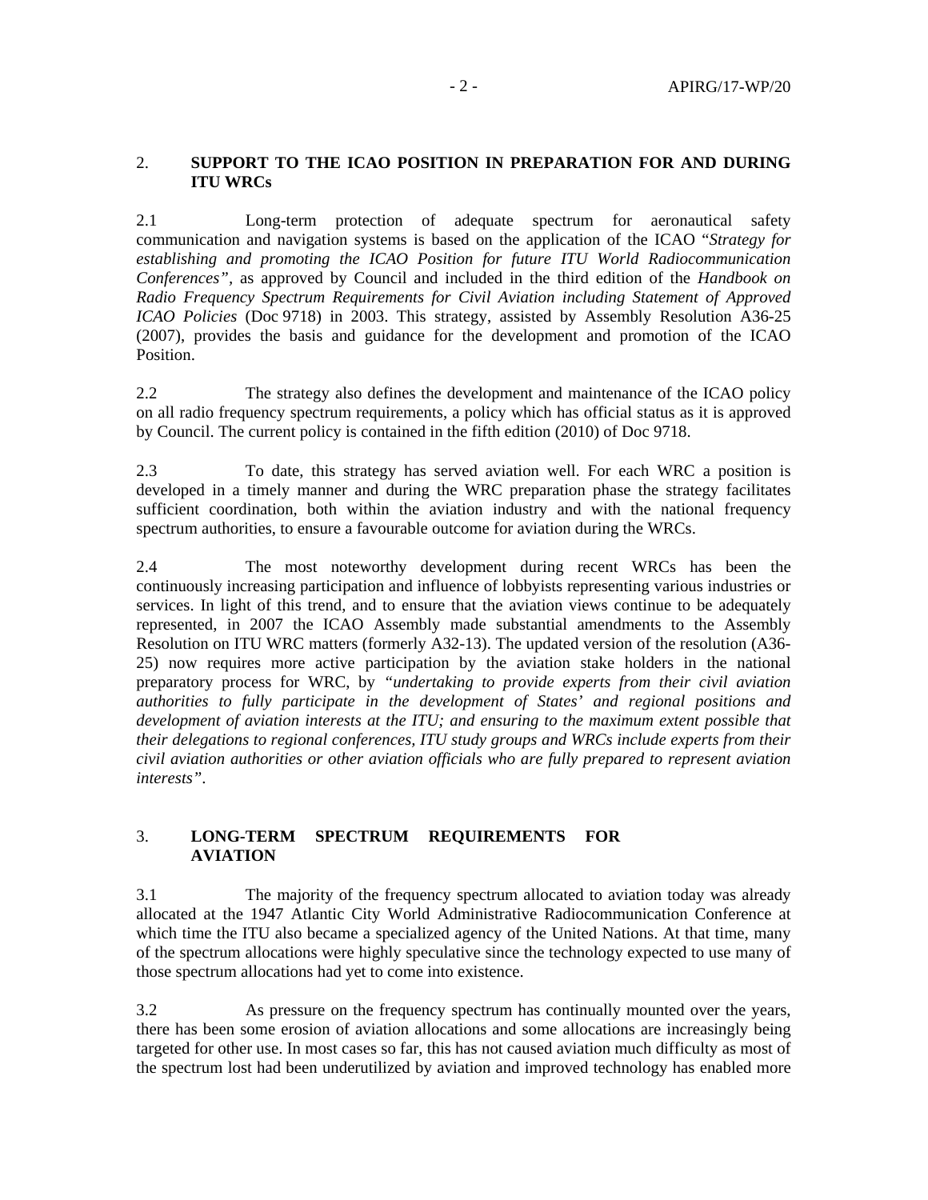## 2. SUPPORT TO THE ICAO POSITION IN PREPARATION FOR AND DURING ITU WRCs

2.1 Long-term protection of adequate spectrum for aeronautical safety communication and navigation systems is based on the application of the ICAO "*Strategy for establishing and promoting the ICAO Position for future ITU World Radiocommunication Conferences"*, as approved by Council and included in the third edition of the *Handbook on Radio Frequency Spectrum Requirements for Civil Aviation including Statement of Approved ICAO Policies* (Doc 9718) in 2003. This strategy, assisted by Assembly Resolution A36-25 (2007), provides the basis and guidance for the development and promotion of the ICAO Position.

2.2 The strategy also defines the development and maintenance of the ICAO policy on all radio frequency spectrum requirements, a policy which has official status as it is approved by Council. The current policy is contained in the fifth edition (2010) of Doc 9718.

2.3 To date, this strategy has served aviation well. For each WRC a position is developed in a timely manner and during the WRC preparation phase the strategy facilitates sufficient coordination, both within the aviation industry and with the national frequency spectrum authorities, to ensure a favourable outcome for aviation during the WRCs.

2.4 The most noteworthy development during recent WRCs has been the continuously increasing participation and influence of lobbyists representing various industries or services. In light of this trend, and to ensure that the aviation views continue to be adequately represented, in 2007 the ICAO Assembly made substantial amendments to the Assembly Resolution on ITU WRC matters (formerly A32-13). The updated version of the resolution (A36-25) now requires more active participation by the aviation stake holders in the national preparatory process for WRC, by *"undertaking to provide experts from their civil aviation authorities to fully participate in the development of States' and regional positions and development of aviation interests at the ITU; and ensuring to the maximum extent possible that their delegations to regional conferences, ITU study groups and WRCs include experts from their civil aviation authorities or other aviation officials who are fully prepared to represent aviation interests"*.

## 3. LONG-TERM SPECTRUM REQUIREMENTS FOR AVIATION

3.1 The majority of the frequency spectrum allocated to aviation today was already allocated at the 1947 Atlantic City World Administrative Radiocommunication Conference at which time the ITU also became a specialized agency of the United Nations. At that time, many of the spectrum allocations were highly speculative since the technology expected to use many of those spectrum allocations had yet to come into existence.

3.2 As pressure on the frequency spectrum has continually mounted over the years, there has been some erosion of aviation allocations and some allocations are increasingly being targeted for other use. In most cases so far, this has not caused aviation much difficulty as most of the spectrum lost had been underutilized by aviation and improved technology has enabled more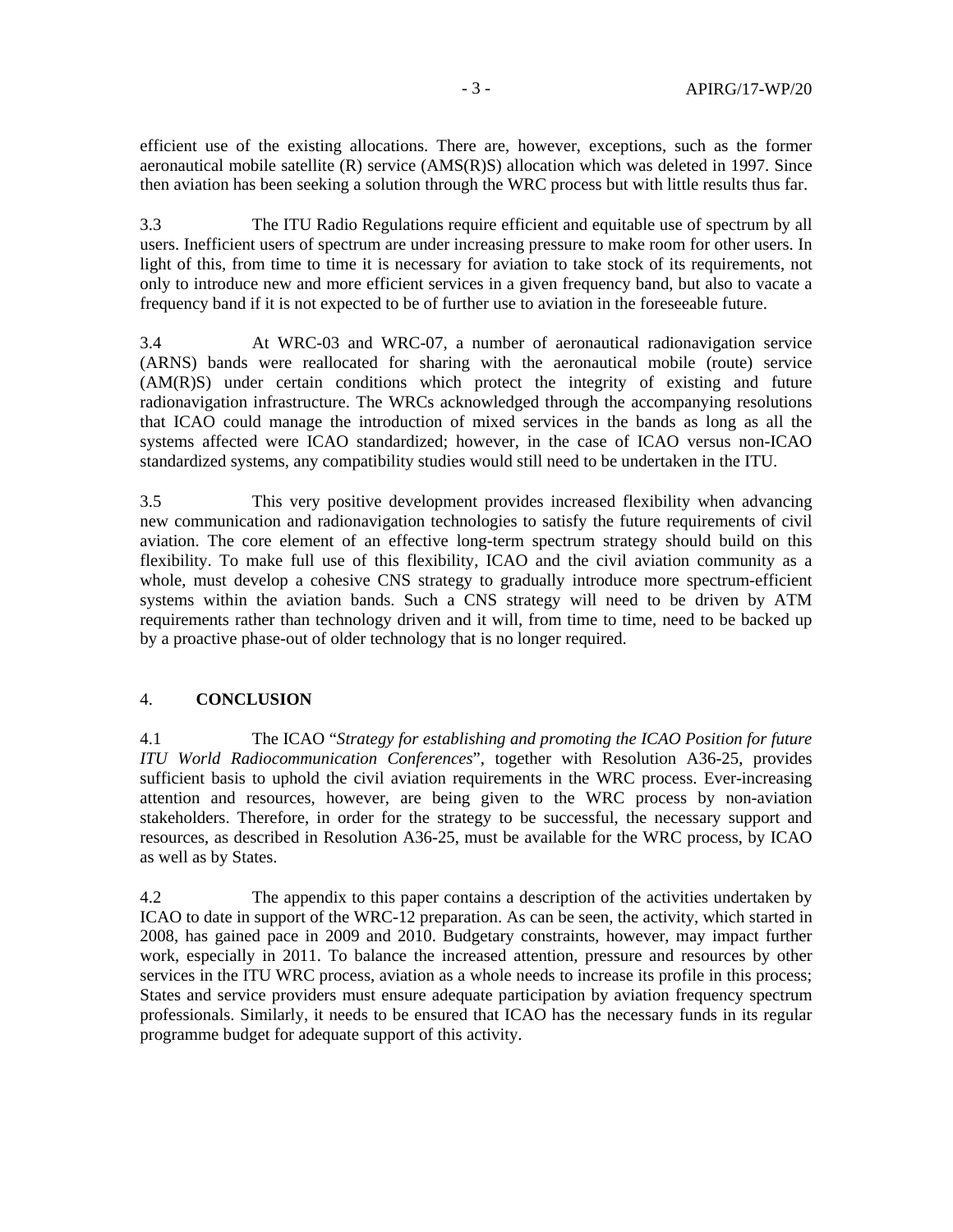efficient use of the existing allocations. There are, however, exceptions, such as the former aeronautical mobile satellite (R) service (AMS(R)S) allocation which was deleted in 1997. Since then aviation has been seeking a solution through the WRC process but with little results thus far.

3.3 The ITU Radio Regulations require efficient and equitable use of spectrum by all users. Inefficient users of spectrum are under increasing pressure to make room for other users. In light of this, from time to time it is necessary for aviation to take stock of its requirements, not only to introduce new and more efficient services in a given frequency band, but also to vacate a frequency band if it is not expected to be of further use to aviation in the foreseeable future.

3.4 At WRC-03 and WRC-07, a number of aeronautical radionavigation service (ARNS) bands were reallocated for sharing with the aeronautical mobile (route) service (AM(R)S) under certain conditions which protect the integrity of existing and future radionavigation infrastructure. The WRCs acknowledged through the accompanying resolutions that ICAO could manage the introduction of mixed services in the bands as long as all the systems affected were ICAO standardized; however, in the case of ICAO versus non-ICAO standardized systems, any compatibility studies would still need to be undertaken in the ITU.

3.5 This very positive development provides increased flexibility when advancing new communication and radionavigation technologies to satisfy the future requirements of civil aviation. The core element of an effective long-term spectrum strategy should build on this flexibility. To make full use of this flexibility, ICAO and the civil aviation community as a whole, must develop a cohesive CNS strategy to gradually introduce more spectrum-efficient systems within the aviation bands. Such a CNS strategy will need to be driven by ATM requirements rather than technology driven and it will, from time to time, need to be backed up by a proactive phase-out of older technology that is no longer required.

## 4. **CONCLUSION**

4.1 The ICAO "*Strategy for establishing and promoting the ICAO Position for future ITU World Radiocommunication Conferences*", together with Resolution A36-25, provides sufficient basis to uphold the civil aviation requirements in the WRC process. Ever-increasing attention and resources, however, are being given to the WRC process by non-aviation stakeholders. Therefore, in order for the strategy to be successful, the necessary support and resources, as described in Resolution A36-25, must be available for the WRC process, by ICAO as well as by States.

4.2 The appendix to this paper contains a description of the activities undertaken by ICAO to date in support of the WRC-12 preparation. As can be seen, the activity, which started in 2008, has gained pace in 2009 and 2010. Budgetary constraints, however, may impact further work, especially in 2011. To balance the increased attention, pressure and resources by other services in the ITU WRC process, aviation as a whole needs to increase its profile in this process; States and service providers must ensure adequate participation by aviation frequency spectrum professionals. Similarly, it needs to be ensured that ICAO has the necessary funds in its regular programme budget for adequate support of this activity.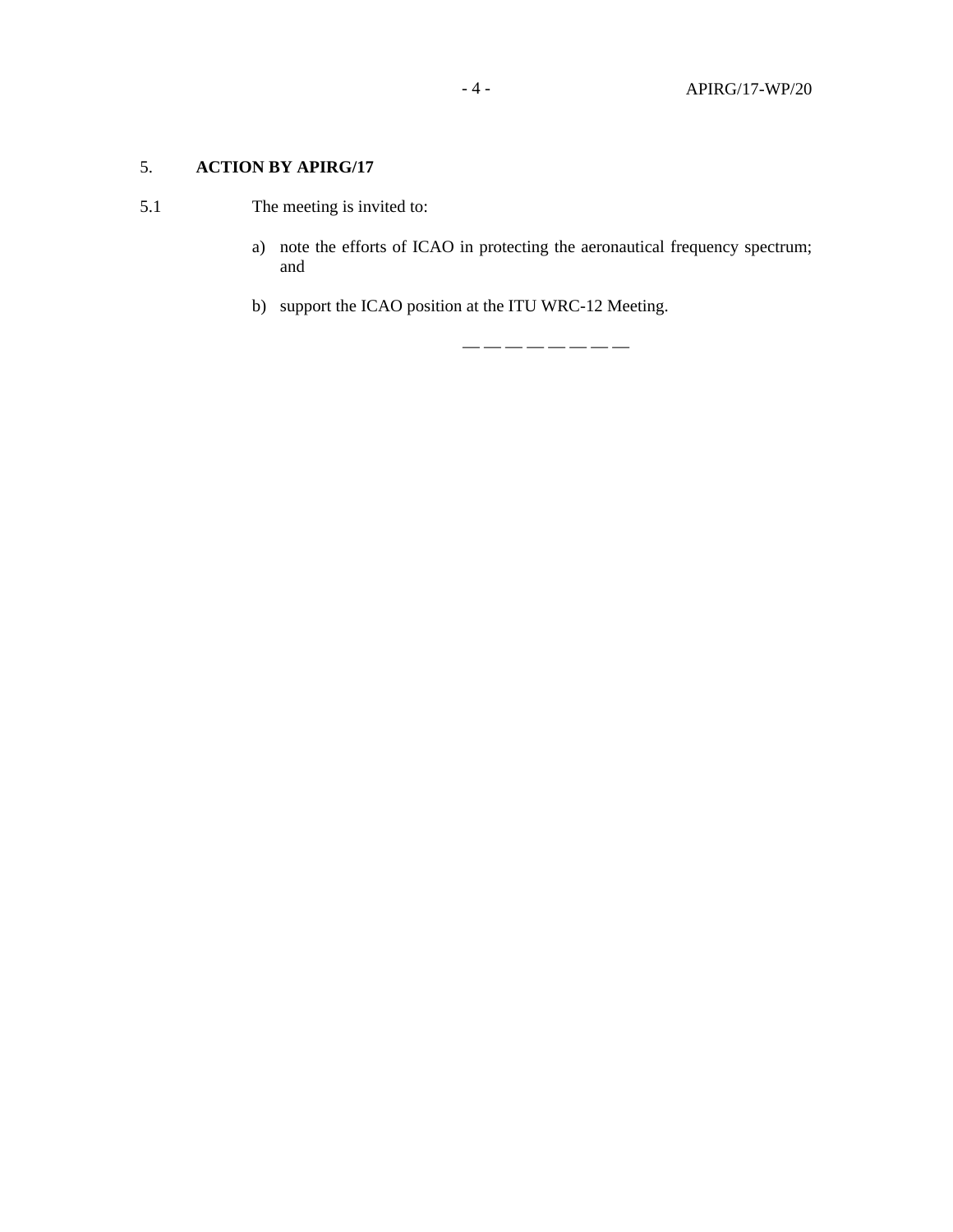## 5. ACTION BY APIRG/17

5.1 The meeting is invited to:

a) note the efforts of ICAO in protecting the aeronautical frequency spectrum; and

b) support the ICAO position at the ITU WRC-12 Meeting.

— — — — — — — —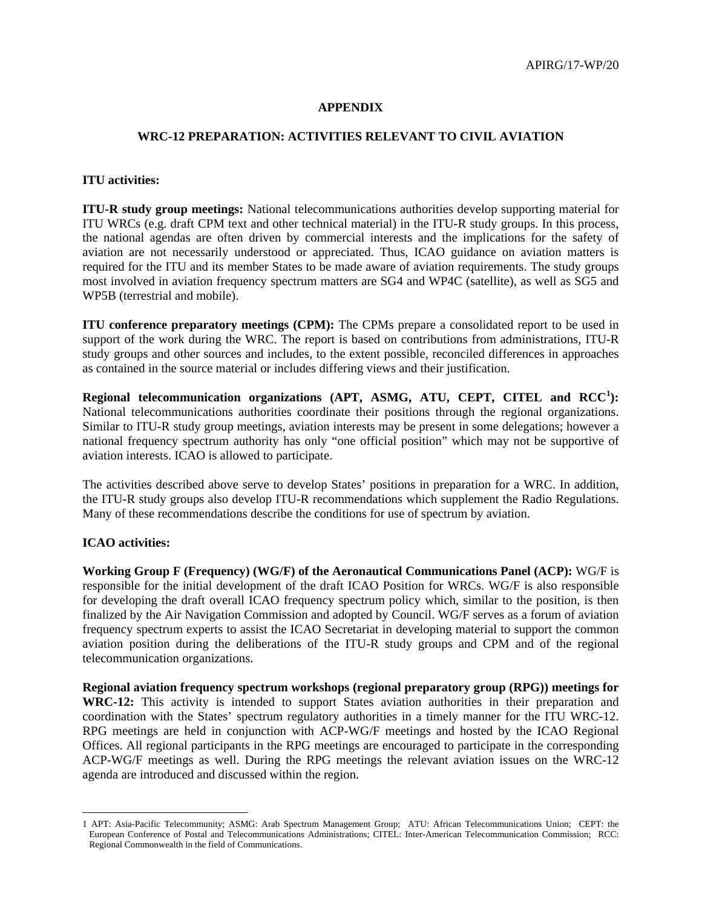## APPENDIX

## WRC-12 PREPARATION: ACTIVITIES RELEVANT TO CIVIL AVIATION

**ITU activities:**

**ITU-R study group meetings:** National telecommunications authorities develop supporting material for ITU WRCs (e.g. draft CPM text and other technical material) in the ITU-R study groups. In this process, the national agendas are often driven by commercial interests and the implications for the safety of aviation are not necessarily understood or appreciated. Thus, ICAO guidance on aviation matters is required for the ITU and its member States to be made aware of aviation requirements. The study groups most involved in aviation frequency spectrum matters are SG4 and WP4C (satellite), as well as SG5 and WP5B (terrestrial and mobile).

**ITU conference preparatory meetings (CPM):** The CPMs prepare a consolidated report to be used in support of the work during the WRC. The report is based on contributions from administrations, ITU-R study groups and other sources and includes, to the extent possible, reconciled differences in approaches as contained in the source material or includes differing views and their justification.

**Regional telecommunication organizations (APT, ASMG, ATU, CEPT, CITEL and RCC[1]):** National telecommunications authorities coordinate their positions through the regional organizations. Similar to ITU-R study group meetings, aviation interests may be present in some delegations; however a national frequency spectrum authority has only "one official position" which may not be supportive of aviation interests. ICAO is allowed to participate.

The activities described above serve to develop States' positions in preparation for a WRC. In addition, the ITU-R study groups also develop ITU-R recommendations which supplement the Radio Regulations. Many of these recommendations describe the conditions for use of spectrum by aviation.

**ICAO activities:**

**Working Group F (Frequency) (WG/F) of the Aeronautical Communications Panel (ACP):** WG/F is responsible for the initial development of the draft ICAO Position for WRCs. WG/F is also responsible for developing the draft overall ICAO frequency spectrum policy which, similar to the position, is then finalized by the Air Navigation Commission and adopted by Council. WG/F serves as a forum of aviation frequency spectrum experts to assist the ICAO Secretariat in developing material to support the common aviation position during the deliberations of the ITU-R study groups and CPM and of the regional telecommunication organizations.

**Regional aviation frequency spectrum workshops (regional preparatory group (RPG)) meetings for WRC-12:** This activity is intended to support States aviation authorities in their preparation and coordination with the States' spectrum regulatory authorities in a timely manner for the ITU WRC-12. RPG meetings are held in conjunction with ACP-WG/F meetings and hosted by the ICAO Regional Offices. All regional participants in the RPG meetings are encouraged to participate in the corresponding ACP-WG/F meetings as well. During the RPG meetings the relevant aviation issues on the WRC-12 agenda are introduced and discussed within the region.

---

1 APT: Asia-Pacific Telecommunity; ASMG: Arab Spectrum Management Group; ATU: African Telecommunications Union; CEPT: the European Conference of Postal and Telecommunications Administrations; CITEL: Inter-American Telecommunication Commission; RCC: Regional Commonwealth in the field of Communications.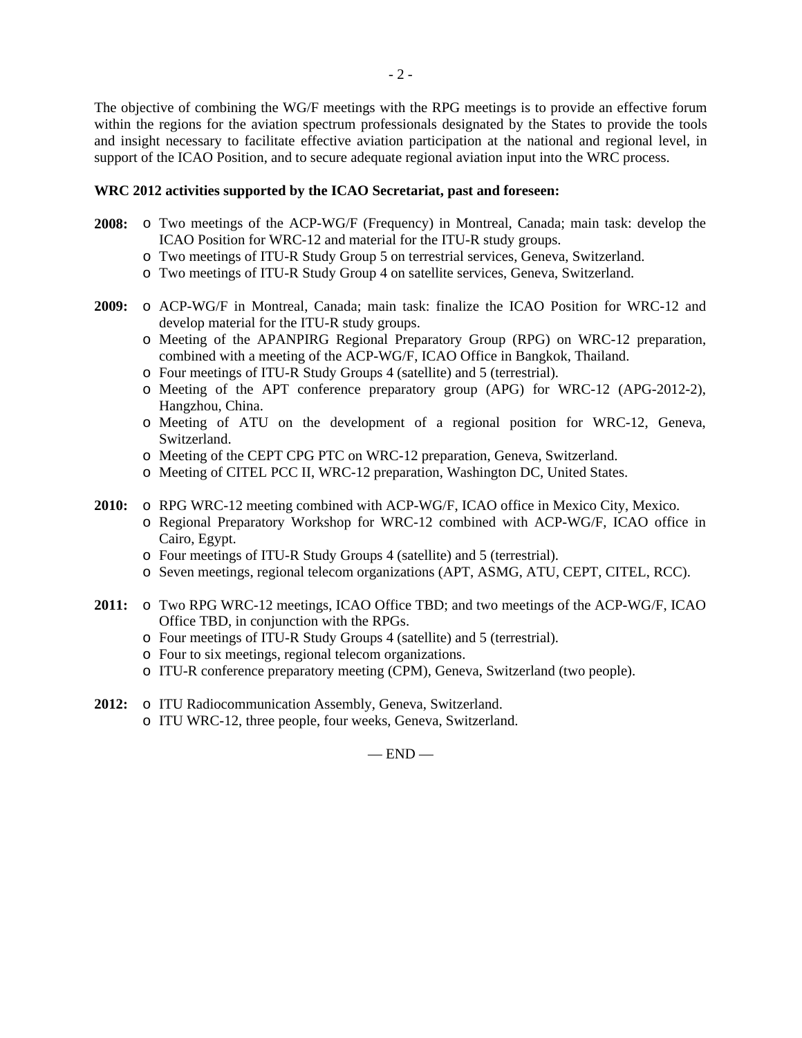The objective of combining the WG/F meetings with the RPG meetings is to provide an effective forum within the regions for the aviation spectrum professionals designated by the States to provide the tools and insight necessary to facilitate effective aviation participation at the national and regional level, in support of the ICAO Position, and to secure adequate regional aviation input into the WRC process.

**WRC 2012 activities supported by the ICAO Secretariat, past and foreseen:**

**2008:**
- Two meetings of the ACP-WG/F (Frequency) in Montreal, Canada; main task: develop the ICAO Position for WRC-12 and material for the ITU-R study groups.
- Two meetings of ITU-R Study Group 5 on terrestrial services, Geneva, Switzerland.
- Two meetings of ITU-R Study Group 4 on satellite services, Geneva, Switzerland.

**2009:**
- ACP-WG/F in Montreal, Canada; main task: finalize the ICAO Position for WRC-12 and develop material for the ITU-R study groups.
- Meeting of the APANPIRG Regional Preparatory Group (RPG) on WRC-12 preparation, combined with a meeting of the ACP-WG/F, ICAO Office in Bangkok, Thailand.
- Four meetings of ITU-R Study Groups 4 (satellite) and 5 (terrestrial).
- Meeting of the APT conference preparatory group (APG) for WRC-12 (APG-2012-2), Hangzhou, China.
- Meeting of ATU on the development of a regional position for WRC-12, Geneva, Switzerland.
- Meeting of the CEPT CPG PTC on WRC-12 preparation, Geneva, Switzerland.
- Meeting of CITEL PCC II, WRC-12 preparation, Washington DC, United States.

**2010:**
- RPG WRC-12 meeting combined with ACP-WG/F, ICAO office in Mexico City, Mexico.
- Regional Preparatory Workshop for WRC-12 combined with ACP-WG/F, ICAO office in Cairo, Egypt.
- Four meetings of ITU-R Study Groups 4 (satellite) and 5 (terrestrial).
- Seven meetings, regional telecom organizations (APT, ASMG, ATU, CEPT, CITEL, RCC).

**2011:**
- Two RPG WRC-12 meetings, ICAO Office TBD; and two meetings of the ACP-WG/F, ICAO Office TBD, in conjunction with the RPGs.
- Four meetings of ITU-R Study Groups 4 (satellite) and 5 (terrestrial).
- Four to six meetings, regional telecom organizations.
- ITU-R conference preparatory meeting (CPM), Geneva, Switzerland (two people).

**2012:**
- ITU Radiocommunication Assembly, Geneva, Switzerland.
- ITU WRC-12, three people, four weeks, Geneva, Switzerland.

— END —